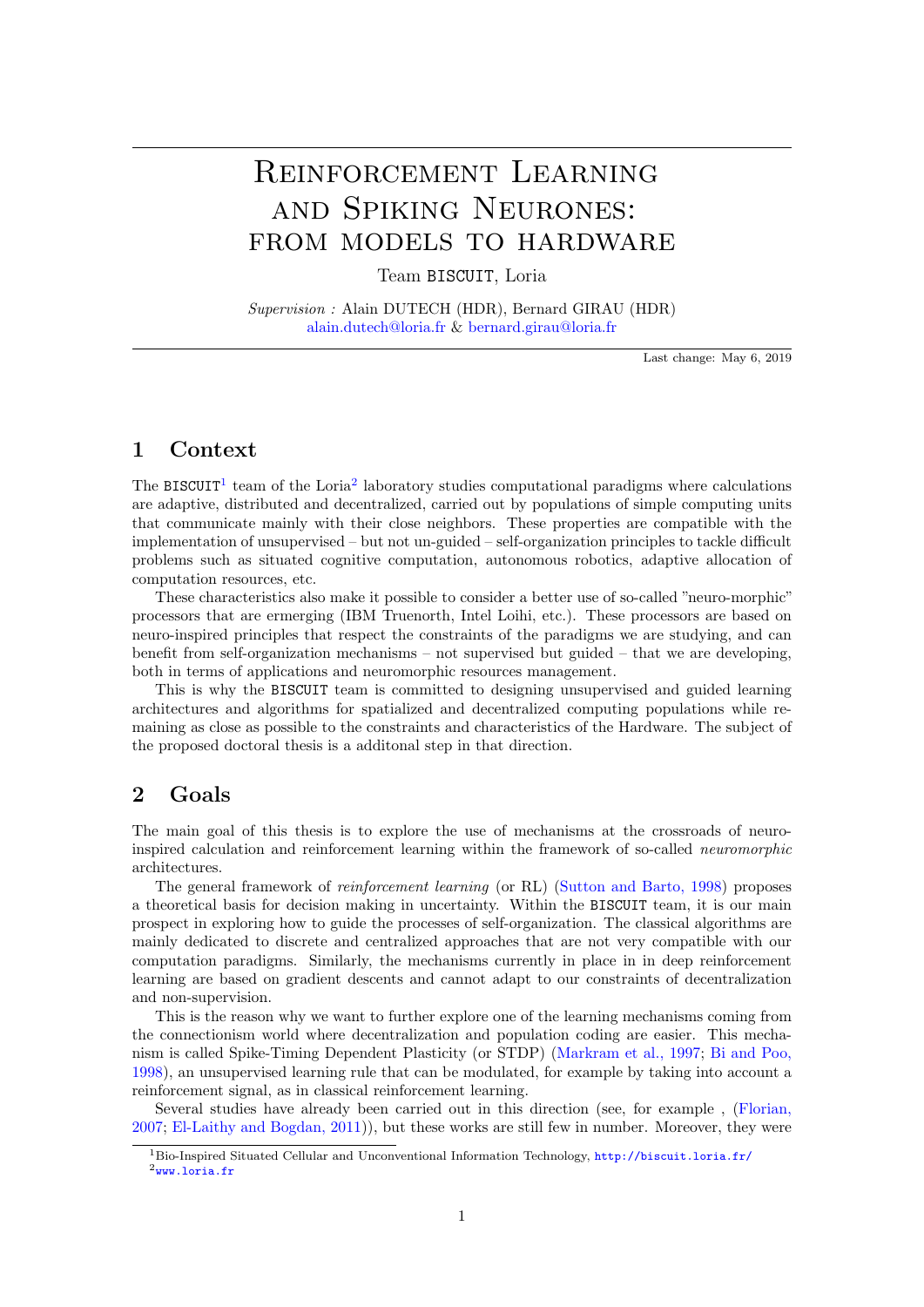# Reinforcement Learning and Spiking Neurones: from models to hardware

Team BISCUIT, Loria

*Supervision :* Alain DUTECH (HDR), Bernard GIRAU (HDR)
alain.dutech@loria.fr & bernard.girau@loria.fr

Last change: May 6, 2019

## 1 Context

The BISCUIT[1] team of the Loria[2] laboratory studies computational paradigms where calculations are adaptive, distributed and decentralized, carried out by populations of simple computing units that communicate mainly with their close neighbors. These properties are compatible with the implementation of unsupervised – but not un-guided – self-organization principles to tackle difficult problems such as situated cognitive computation, autonomous robotics, adaptive allocation of computation resources, etc.

These characteristics also make it possible to consider a better use of so-called "neuro-morphic" processors that are ermerging (IBM Truenorth, Intel Loihi, etc.). These processors are based on neuro-inspired principles that respect the constraints of the paradigms we are studying, and can benefit from self-organization mechanisms – not supervised but guided – that we are developing, both in terms of applications and neuromorphic resources management.

This is why the BISCUIT team is committed to designing unsupervised and guided learning architectures and algorithms for spatialized and decentralized computing populations while remaining as close as possible to the constraints and characteristics of the Hardware. The subject of the proposed doctoral thesis is a additonal step in that direction.

## 2 Goals

The main goal of this thesis is to explore the use of mechanisms at the crossroads of neuro-inspired calculation and reinforcement learning within the framework of so-called *neuromorphic* architectures.

The general framework of *reinforcement learning* (or RL) (Sutton and Barto, 1998) proposes a theoretical basis for decision making in uncertainty. Within the BISCUIT team, it is our main prospect in exploring how to guide the processes of self-organization. The classical algorithms are mainly dedicated to discrete and centralized approaches that are not very compatible with our computation paradigms. Similarly, the mechanisms currently in place in in deep reinforcement learning are based on gradient descents and cannot adapt to our constraints of decentralization and non-supervision.

This is the reason why we want to further explore one of the learning mechanisms coming from the connectionism world where decentralization and population coding are easier. This mechanism is called Spike-Timing Dependent Plasticity (or STDP) (Markram et al., 1997; Bi and Poo, 1998), an unsupervised learning rule that can be modulated, for example by taking into account a reinforcement signal, as in classical reinforcement learning.

Several studies have already been carried out in this direction (see, for example , (Florian, 2007; El-Laithy and Bogdan, 2011)), but these works are still few in number. Moreover, they were

[1] Bio-Inspired Situated Cellular and Unconventional Information Technology, http://biscuit.loria.fr/

[2] www.loria.fr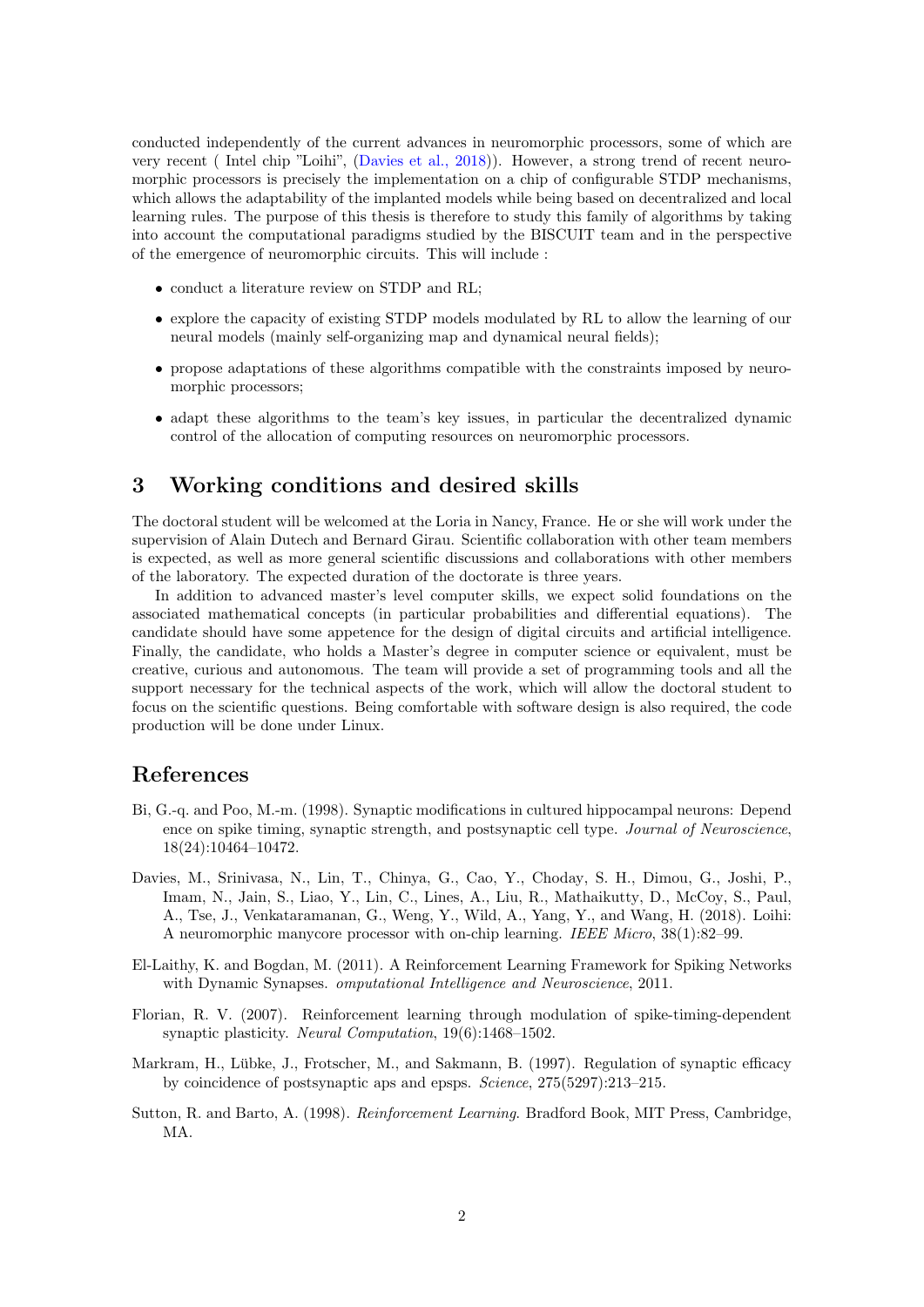conducted independently of the current advances in neuromorphic processors, some of which are very recent ( Intel chip "Loihi", (Davies et al., 2018)). However, a strong trend of recent neuromorphic processors is precisely the implementation on a chip of configurable STDP mechanisms, which allows the adaptability of the implanted models while being based on decentralized and local learning rules. The purpose of this thesis is therefore to study this family of algorithms by taking into account the computational paradigms studied by the BISCUIT team and in the perspective of the emergence of neuromorphic circuits. This will include :

- conduct a literature review on STDP and RL;
- explore the capacity of existing STDP models modulated by RL to allow the learning of our neural models (mainly self-organizing map and dynamical neural fields);
- propose adaptations of these algorithms compatible with the constraints imposed by neuromorphic processors;
- adapt these algorithms to the team's key issues, in particular the decentralized dynamic control of the allocation of computing resources on neuromorphic processors.

## 3 Working conditions and desired skills

The doctoral student will be welcomed at the Loria in Nancy, France. He or she will work under the supervision of Alain Dutech and Bernard Girau. Scientific collaboration with other team members is expected, as well as more general scientific discussions and collaborations with other members of the laboratory. The expected duration of the doctorate is three years.

In addition to advanced master's level computer skills, we expect solid foundations on the associated mathematical concepts (in particular probabilities and differential equations). The candidate should have some appetence for the design of digital circuits and artificial intelligence. Finally, the candidate, who holds a Master's degree in computer science or equivalent, must be creative, curious and autonomous. The team will provide a set of programming tools and all the support necessary for the technical aspects of the work, which will allow the doctoral student to focus on the scientific questions. Being comfortable with software design is also required, the code production will be done under Linux.

## References

Bi, G.-q. and Poo, M.-m. (1998). Synaptic modifications in cultured hippocampal neurons: Depend ence on spike timing, synaptic strength, and postsynaptic cell type. *Journal of Neuroscience*, 18(24):10464–10472.

Davies, M., Srinivasa, N., Lin, T., Chinya, G., Cao, Y., Choday, S. H., Dimou, G., Joshi, P., Imam, N., Jain, S., Liao, Y., Lin, C., Lines, A., Liu, R., Mathaikutty, D., McCoy, S., Paul, A., Tse, J., Venkataramanan, G., Weng, Y., Wild, A., Yang, Y., and Wang, H. (2018). Loihi: A neuromorphic manycore processor with on-chip learning. *IEEE Micro*, 38(1):82–99.

El-Laithy, K. and Bogdan, M. (2011). A Reinforcement Learning Framework for Spiking Networks with Dynamic Synapses. *omputational Intelligence and Neuroscience*, 2011.

Florian, R. V. (2007). Reinforcement learning through modulation of spike-timing-dependent synaptic plasticity. *Neural Computation*, 19(6):1468–1502.

Markram, H., Lübke, J., Frotscher, M., and Sakmann, B. (1997). Regulation of synaptic efficacy by coincidence of postsynaptic aps and epsps. *Science*, 275(5297):213–215.

Sutton, R. and Barto, A. (1998). *Reinforcement Learning*. Bradford Book, MIT Press, Cambridge, MA.